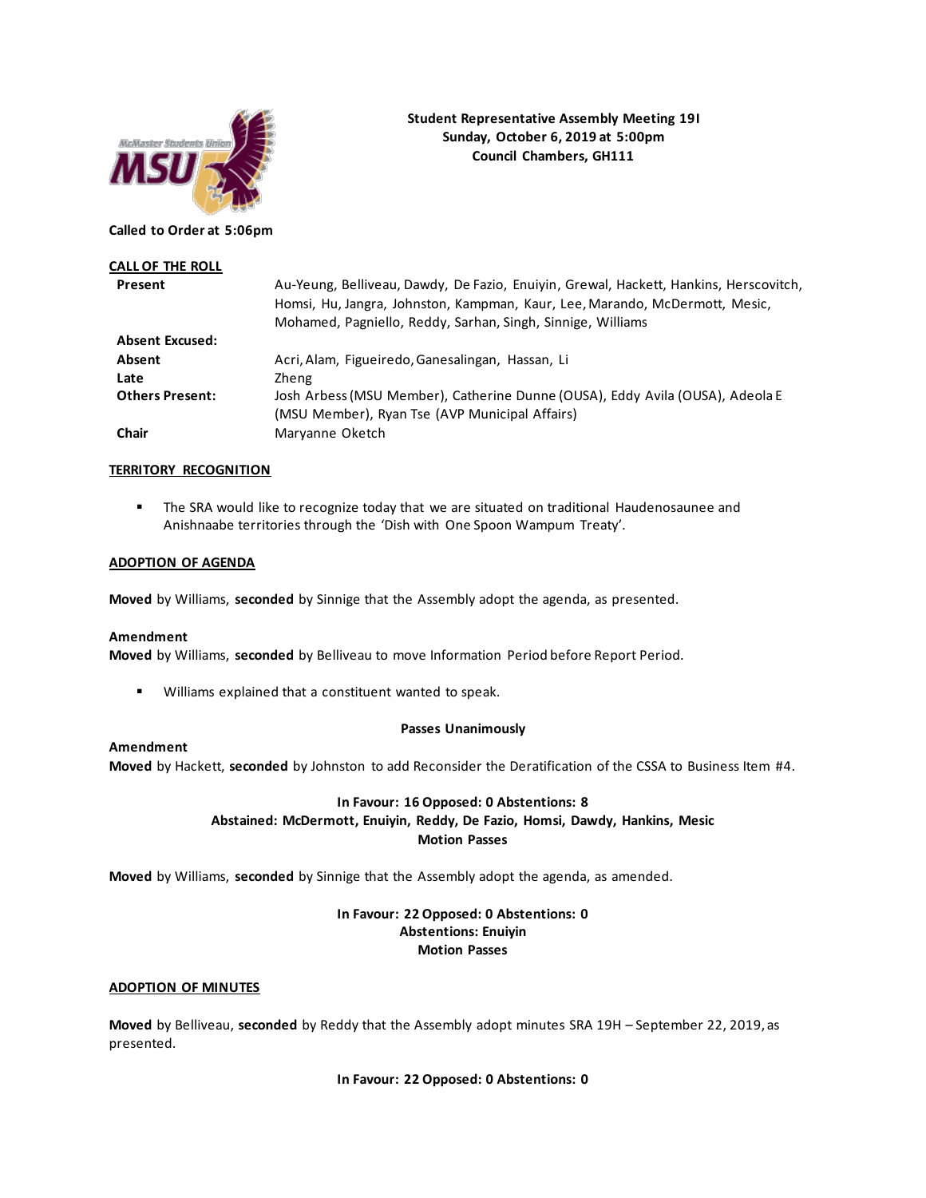**Student Representative Assembly Meeting 19I**
**Sunday, October 6, 2019 at 5:00pm**
**Council Chambers, GH111**

**Called to Order at 5:06pm**

**CALL OF THE ROLL**

| | |
|---|---|
| **Present** | Au-Yeung, Belliveau, Dawdy, De Fazio, Enuiyin, Grewal, Hackett, Hankins, Herscovitch, Homsi, Hu, Jangra, Johnston, Kampman, Kaur, Lee, Marando, McDermott, Mesic, Mohamed, Pagniello, Reddy, Sarhan, Singh, Sinnige, Williams |
| **Absent Excused:** | |
| **Absent** | Acri, Alam, Figueiredo, Ganesalingan, Hassan, Li |
| **Late** | Zheng |
| **Others Present:** | Josh Arbess (MSU Member), Catherine Dunne (OUSA), Eddy Avila (OUSA), Adeola E (MSU Member), Ryan Tse (AVP Municipal Affairs) |
| **Chair** | Maryanne Oketch |

**TERRITORY RECOGNITION**

- The SRA would like to recognize today that we are situated on traditional Haudenosaunee and Anishnaabe territories through the 'Dish with One Spoon Wampum Treaty'.

**ADOPTION OF AGENDA**

**Moved** by Williams, **seconded** by Sinnige that the Assembly adopt the agenda, as presented.

**Amendment**
**Moved** by Williams, **seconded** by Belliveau to move Information Period before Report Period.

- Williams explained that a constituent wanted to speak.

**Passes Unanimously**

**Amendment**
**Moved** by Hackett, **seconded** by Johnston to add Reconsider the Deratification of the CSSA to Business Item #4.

**In Favour: 16 Opposed: 0 Abstentions: 8**
**Abstained: McDermott, Enuiyin, Reddy, De Fazio, Homsi, Dawdy, Hankins, Mesic**
**Motion Passes**

**Moved** by Williams, **seconded** by Sinnige that the Assembly adopt the agenda, as amended.

**In Favour: 22 Opposed: 0 Abstentions: 0**
**Abstentions: Enuiyin**
**Motion Passes**

**ADOPTION OF MINUTES**

**Moved** by Belliveau, **seconded** by Reddy that the Assembly adopt minutes SRA 19H – September 22, 2019, as presented.

**In Favour: 22 Opposed: 0 Abstentions: 0**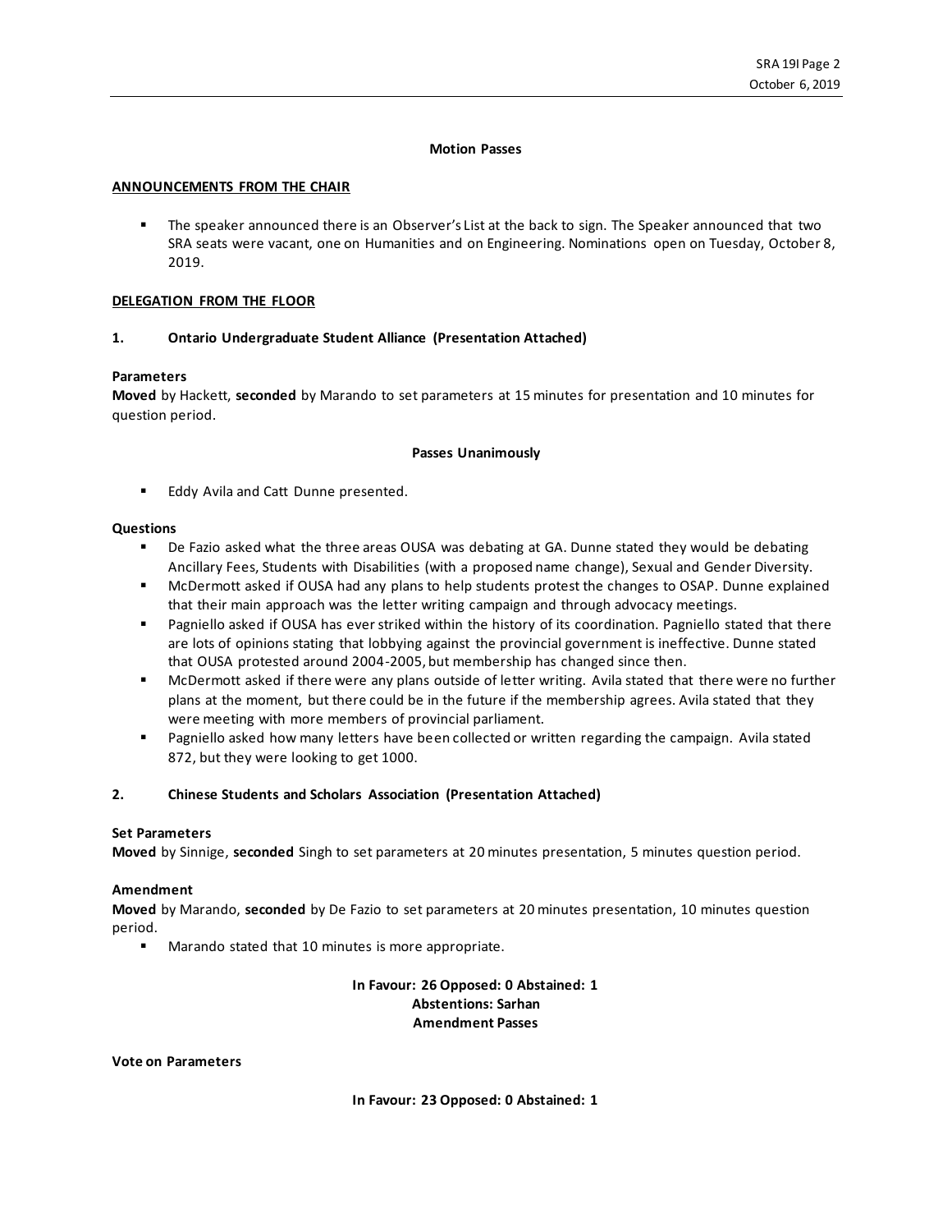**Motion Passes**

**ANNOUNCEMENTS FROM THE CHAIR**

- The speaker announced there is an Observer's List at the back to sign. The Speaker announced that two SRA seats were vacant, one on Humanities and on Engineering. Nominations open on Tuesday, October 8, 2019.

**DELEGATION FROM THE FLOOR**

**1. Ontario Undergraduate Student Alliance (Presentation Attached)**

**Parameters**

**Moved** by Hackett, **seconded** by Marando to set parameters at 15 minutes for presentation and 10 minutes for question period.

**Passes Unanimously**

- Eddy Avila and Catt Dunne presented.

**Questions**

- De Fazio asked what the three areas OUSA was debating at GA. Dunne stated they would be debating Ancillary Fees, Students with Disabilities (with a proposed name change), Sexual and Gender Diversity.
- McDermott asked if OUSA had any plans to help students protest the changes to OSAP. Dunne explained that their main approach was the letter writing campaign and through advocacy meetings.
- Pagniello asked if OUSA has ever striked within the history of its coordination. Pagniello stated that there are lots of opinions stating that lobbying against the provincial government is ineffective. Dunne stated that OUSA protested around 2004-2005, but membership has changed since then.
- McDermott asked if there were any plans outside of letter writing. Avila stated that there were no further plans at the moment, but there could be in the future if the membership agrees. Avila stated that they were meeting with more members of provincial parliament.
- Pagniello asked how many letters have been collected or written regarding the campaign. Avila stated 872, but they were looking to get 1000.

**2. Chinese Students and Scholars Association (Presentation Attached)**

**Set Parameters**

**Moved** by Sinnige, **seconded** Singh to set parameters at 20 minutes presentation, 5 minutes question period.

**Amendment**

**Moved** by Marando, **seconded** by De Fazio to set parameters at 20 minutes presentation, 10 minutes question period.

- Marando stated that 10 minutes is more appropriate.

**In Favour: 26 Opposed: 0 Abstained: 1**
**Abstentions: Sarhan**
**Amendment Passes**

**Vote on Parameters**

**In Favour: 23 Opposed: 0 Abstained: 1**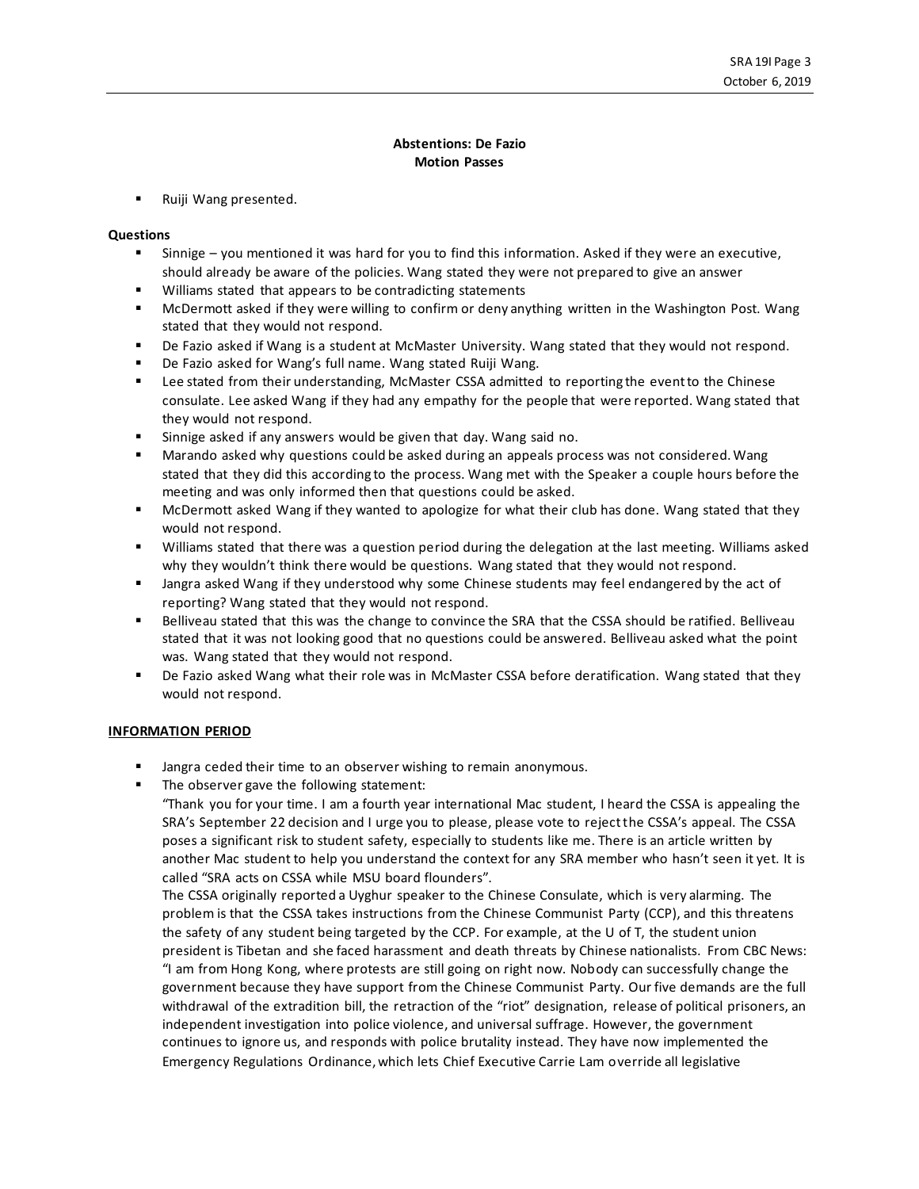**Abstentions: De Fazio**
**Motion Passes**

- Ruiji Wang presented.

**Questions**

- Sinnige – you mentioned it was hard for you to find this information. Asked if they were an executive, should already be aware of the policies. Wang stated they were not prepared to give an answer
- Williams stated that appears to be contradicting statements
- McDermott asked if they were willing to confirm or deny anything written in the Washington Post. Wang stated that they would not respond.
- De Fazio asked if Wang is a student at McMaster University. Wang stated that they would not respond.
- De Fazio asked for Wang's full name. Wang stated Ruiji Wang.
- Lee stated from their understanding, McMaster CSSA admitted to reporting the event to the Chinese consulate. Lee asked Wang if they had any empathy for the people that were reported. Wang stated that they would not respond.
- Sinnige asked if any answers would be given that day. Wang said no.
- Marando asked why questions could be asked during an appeals process was not considered. Wang stated that they did this according to the process. Wang met with the Speaker a couple hours before the meeting and was only informed then that questions could be asked.
- McDermott asked Wang if they wanted to apologize for what their club has done. Wang stated that they would not respond.
- Williams stated that there was a question period during the delegation at the last meeting. Williams asked why they wouldn't think there would be questions. Wang stated that they would not respond.
- Jangra asked Wang if they understood why some Chinese students may feel endangered by the act of reporting? Wang stated that they would not respond.
- Belliveau stated that this was the change to convince the SRA that the CSSA should be ratified. Belliveau stated that it was not looking good that no questions could be answered. Belliveau asked what the point was. Wang stated that they would not respond.
- De Fazio asked Wang what their role was in McMaster CSSA before deratification. Wang stated that they would not respond.

**INFORMATION PERIOD**

- Jangra ceded their time to an observer wishing to remain anonymous.
- The observer gave the following statement:
  "Thank you for your time. I am a fourth year international Mac student, I heard the CSSA is appealing the SRA's September 22 decision and I urge you to please, please vote to reject the CSSA's appeal. The CSSA poses a significant risk to student safety, especially to students like me. There is an article written by another Mac student to help you understand the context for any SRA member who hasn't seen it yet. It is called "SRA acts on CSSA while MSU board flounders".
  The CSSA originally reported a Uyghur speaker to the Chinese Consulate, which is very alarming. The problem is that the CSSA takes instructions from the Chinese Communist Party (CCP), and this threatens the safety of any student being targeted by the CCP. For example, at the U of T, the student union president is Tibetan and she faced harassment and death threats by Chinese nationalists. From CBC News: "I am from Hong Kong, where protests are still going on right now. Nobody can successfully change the government because they have support from the Chinese Communist Party. Our five demands are the full withdrawal of the extradition bill, the retraction of the "riot" designation, release of political prisoners, an independent investigation into police violence, and universal suffrage. However, the government continues to ignore us, and responds with police brutality instead. They have now implemented the Emergency Regulations Ordinance, which lets Chief Executive Carrie Lam override all legislative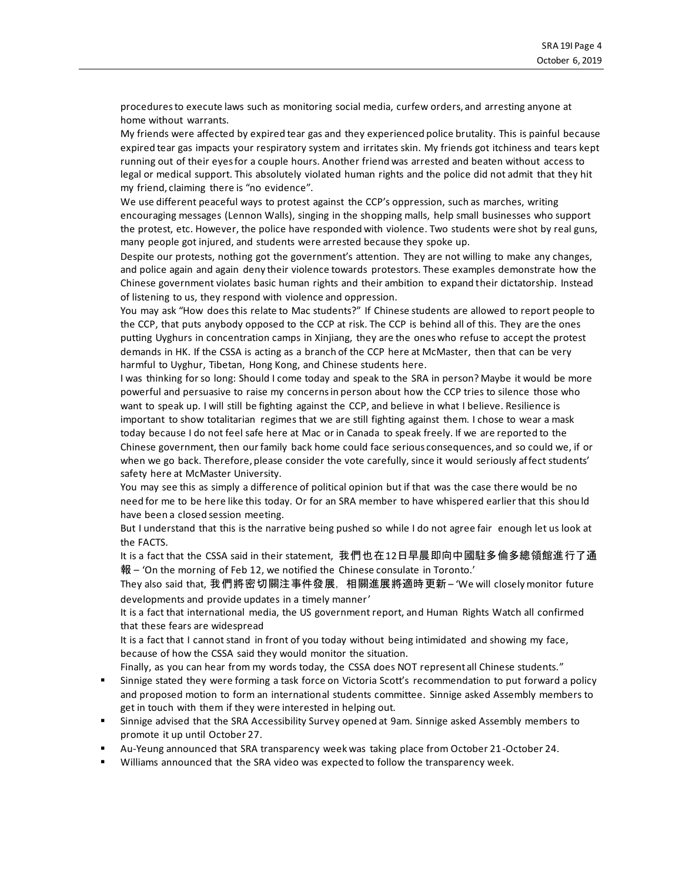procedures to execute laws such as monitoring social media, curfew orders, and arresting anyone at home without warrants.

My friends were affected by expired tear gas and they experienced police brutality. This is painful because expired tear gas impacts your respiratory system and irritates skin. My friends got itchiness and tears kept running out of their eyes for a couple hours. Another friend was arrested and beaten without access to legal or medical support. This absolutely violated human rights and the police did not admit that they hit my friend, claiming there is "no evidence".

We use different peaceful ways to protest against the CCP's oppression, such as marches, writing encouraging messages (Lennon Walls), singing in the shopping malls, help small businesses who support the protest, etc. However, the police have responded with violence. Two students were shot by real guns, many people got injured, and students were arrested because they spoke up.

Despite our protests, nothing got the government's attention. They are not willing to make any changes, and police again and again deny their violence towards protestors. These examples demonstrate how the Chinese government violates basic human rights and their ambition to expand their dictatorship. Instead of listening to us, they respond with violence and oppression.

You may ask "How does this relate to Mac students?" If Chinese students are allowed to report people to the CCP, that puts anybody opposed to the CCP at risk. The CCP is behind all of this. They are the ones putting Uyghurs in concentration camps in Xinjiang, they are the ones who refuse to accept the protest demands in HK. If the CSSA is acting as a branch of the CCP here at McMaster, then that can be very harmful to Uyghur, Tibetan, Hong Kong, and Chinese students here.

I was thinking for so long: Should I come today and speak to the SRA in person? Maybe it would be more powerful and persuasive to raise my concerns in person about how the CCP tries to silence those who want to speak up. I will still be fighting against the CCP, and believe in what I believe. Resilience is important to show totalitarian regimes that we are still fighting against them. I chose to wear a mask today because I do not feel safe here at Mac or in Canada to speak freely. If we are reported to the Chinese government, then our family back home could face serious consequences, and so could we, if or when we go back. Therefore, please consider the vote carefully, since it would seriously affect students' safety here at McMaster University.

You may see this as simply a difference of political opinion but if that was the case there would be no need for me to be here like this today. Or for an SRA member to have whispered earlier that this should have been a closed session meeting.

But I understand that this is the narrative being pushed so while I do not agree fair enough let us look at the FACTS.

It is a fact that the CSSA said in their statement, 我們也在12日早晨即向中國駐多倫多總領館進行了通報 – 'On the morning of Feb 12, we notified the Chinese consulate in Toronto.'

They also said that, 我們將密切關注事件發展，相關進展將適時更新 – 'We will closely monitor future developments and provide updates in a timely manner'

It is a fact that international media, the US government report, and Human Rights Watch all confirmed that these fears are widespread

It is a fact that I cannot stand in front of you today without being intimidated and showing my face, because of how the CSSA said they would monitor the situation.

Finally, as you can hear from my words today, the CSSA does NOT represent all Chinese students."

- Sinnige stated they were forming a task force on Victoria Scott's recommendation to put forward a policy and proposed motion to form an international students committee. Sinnige asked Assembly members to get in touch with them if they were interested in helping out.
- Sinnige advised that the SRA Accessibility Survey opened at 9am. Sinnige asked Assembly members to promote it up until October 27.
- Au-Yeung announced that SRA transparency week was taking place from October 21-October 24.
- Williams announced that the SRA video was expected to follow the transparency week.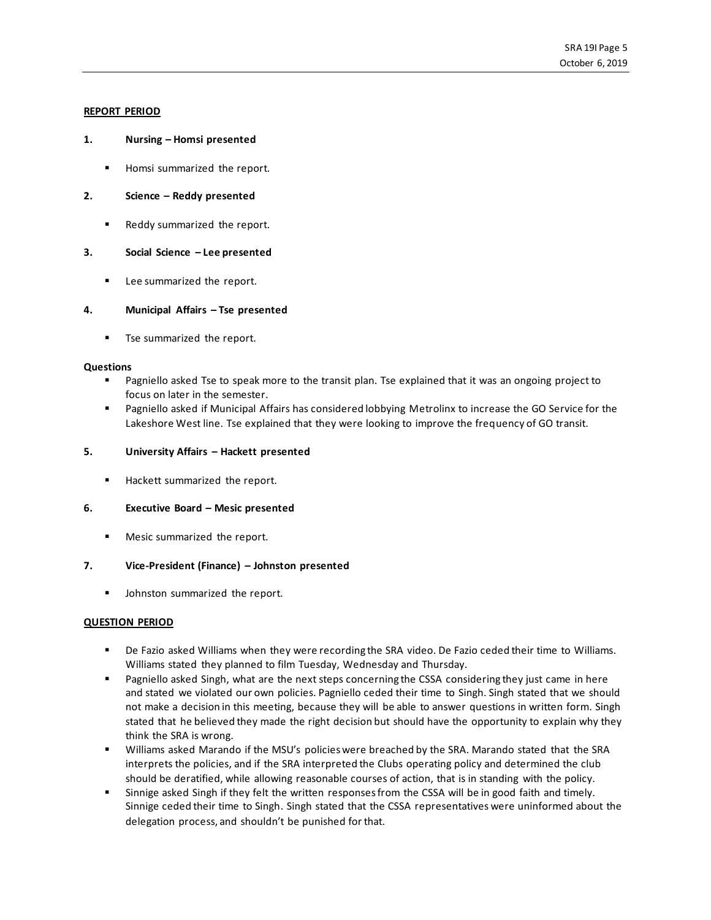**REPORT PERIOD**

**1. Nursing – Homsi presented**

- Homsi summarized the report.

**2. Science – Reddy presented**

- Reddy summarized the report.

**3. Social Science – Lee presented**

- Lee summarized the report.

**4. Municipal Affairs – Tse presented**

- Tse summarized the report.

**Questions**

- Pagniello asked Tse to speak more to the transit plan. Tse explained that it was an ongoing project to focus on later in the semester.
- Pagniello asked if Municipal Affairs has considered lobbying Metrolinx to increase the GO Service for the Lakeshore West line. Tse explained that they were looking to improve the frequency of GO transit.

**5. University Affairs – Hackett presented**

- Hackett summarized the report.

**6. Executive Board – Mesic presented**

- Mesic summarized the report.

**7. Vice-President (Finance) – Johnston presented**

- Johnston summarized the report.

**QUESTION PERIOD**

- De Fazio asked Williams when they were recording the SRA video. De Fazio ceded their time to Williams. Williams stated they planned to film Tuesday, Wednesday and Thursday.
- Pagniello asked Singh, what are the next steps concerning the CSSA considering they just came in here and stated we violated our own policies. Pagniello ceded their time to Singh. Singh stated that we should not make a decision in this meeting, because they will be able to answer questions in written form. Singh stated that he believed they made the right decision but should have the opportunity to explain why they think the SRA is wrong.
- Williams asked Marando if the MSU's policies were breached by the SRA. Marando stated that the SRA interprets the policies, and if the SRA interpreted the Clubs operating policy and determined the club should be deratified, while allowing reasonable courses of action, that is in standing with the policy.
- Sinnige asked Singh if they felt the written responses from the CSSA will be in good faith and timely. Sinnige ceded their time to Singh. Singh stated that the CSSA representatives were uninformed about the delegation process, and shouldn't be punished for that.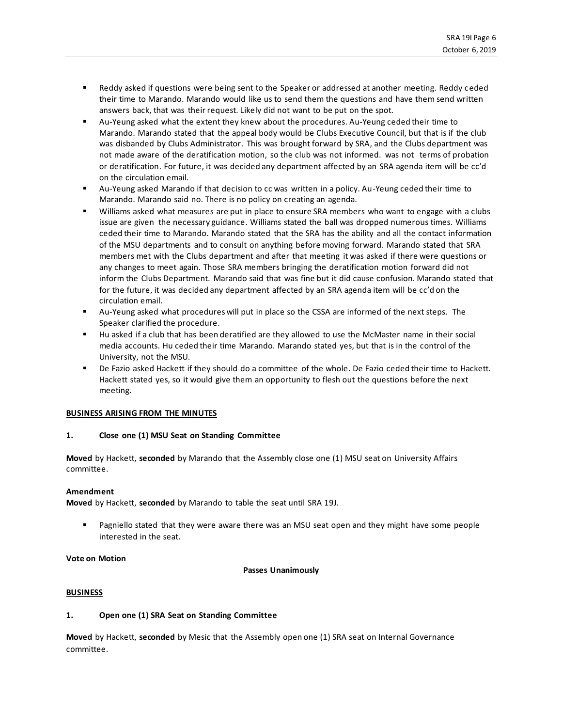- Reddy asked if questions were being sent to the Speaker or addressed at another meeting. Reddy ceded their time to Marando. Marando would like us to send them the questions and have them send written answers back, that was their request. Likely did not want to be put on the spot.
- Au-Yeung asked what the extent they knew about the procedures. Au-Yeung ceded their time to Marando. Marando stated that the appeal body would be Clubs Executive Council, but that is if the club was disbanded by Clubs Administrator. This was brought forward by SRA, and the Clubs department was not made aware of the deratification motion, so the club was not informed. was not terms of probation or deratification. For future, it was decided any department affected by an SRA agenda item will be cc'd on the circulation email.
- Au-Yeung asked Marando if that decision to cc was written in a policy. Au-Yeung ceded their time to Marando. Marando said no. There is no policy on creating an agenda.
- Williams asked what measures are put in place to ensure SRA members who want to engage with a clubs issue are given the necessary guidance. Williams stated the ball was dropped numerous times. Williams ceded their time to Marando. Marando stated that the SRA has the ability and all the contact information of the MSU departments and to consult on anything before moving forward. Marando stated that SRA members met with the Clubs department and after that meeting it was asked if there were questions or any changes to meet again. Those SRA members bringing the deratification motion forward did not inform the Clubs Department. Marando said that was fine but it did cause confusion. Marando stated that for the future, it was decided any department affected by an SRA agenda item will be cc'd on the circulation email.
- Au-Yeung asked what procedures will put in place so the CSSA are informed of the next steps. The Speaker clarified the procedure.
- Hu asked if a club that has been deratified are they allowed to use the McMaster name in their social media accounts. Hu ceded their time Marando. Marando stated yes, but that is in the control of the University, not the MSU.
- De Fazio asked Hackett if they should do a committee of the whole. De Fazio ceded their time to Hackett. Hackett stated yes, so it would give them an opportunity to flesh out the questions before the next meeting.

**BUSINESS ARISING FROM THE MINUTES**

**1. Close one (1) MSU Seat on Standing Committee**

**Moved** by Hackett, **seconded** by Marando that the Assembly close one (1) MSU seat on University Affairs committee.

**Amendment**
**Moved** by Hackett, **seconded** by Marando to table the seat until SRA 19J.

- Pagniello stated that they were aware there was an MSU seat open and they might have some people interested in the seat.

**Vote on Motion**

**Passes Unanimously**

**BUSINESS**

**1. Open one (1) SRA Seat on Standing Committee**

**Moved** by Hackett, **seconded** by Mesic that the Assembly open one (1) SRA seat on Internal Governance committee.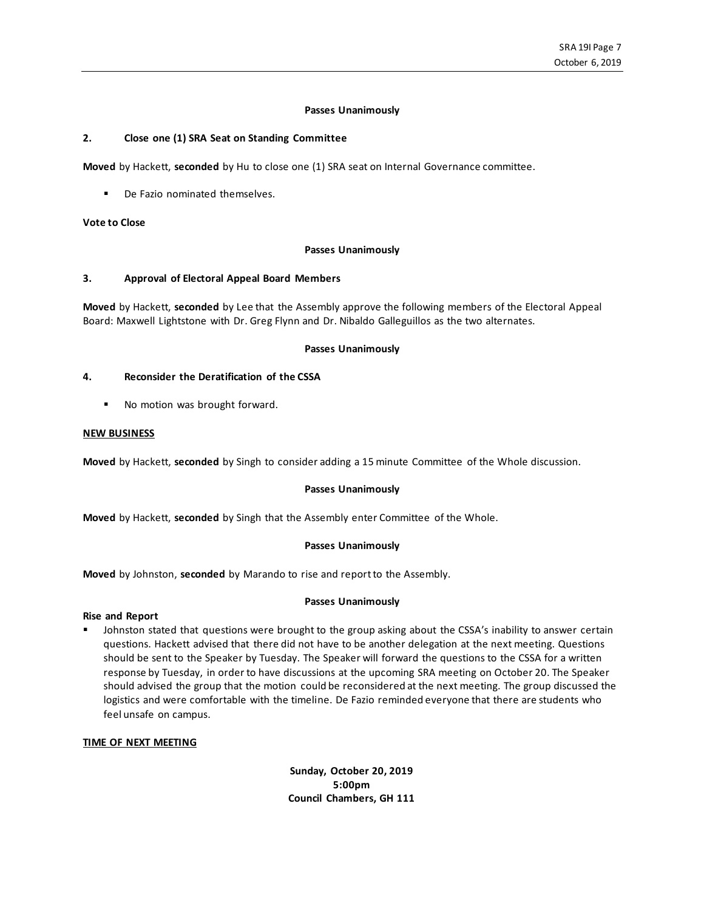**Passes Unanimously**

**2. Close one (1) SRA Seat on Standing Committee**

**Moved** by Hackett, **seconded** by Hu to close one (1) SRA seat on Internal Governance committee.

- De Fazio nominated themselves.

**Vote to Close**

**Passes Unanimously**

**3. Approval of Electoral Appeal Board Members**

**Moved** by Hackett, **seconded** by Lee that the Assembly approve the following members of the Electoral Appeal Board: Maxwell Lightstone with Dr. Greg Flynn and Dr. Nibaldo Galleguillos as the two alternates.

**Passes Unanimously**

**4. Reconsider the Deratification of the CSSA**

- No motion was brought forward.

**NEW BUSINESS**

**Moved** by Hackett, **seconded** by Singh to consider adding a 15 minute Committee of the Whole discussion.

**Passes Unanimously**

**Moved** by Hackett, **seconded** by Singh that the Assembly enter Committee of the Whole.

**Passes Unanimously**

**Moved** by Johnston, **seconded** by Marando to rise and report to the Assembly.

**Passes Unanimously**

**Rise and Report**

- Johnston stated that questions were brought to the group asking about the CSSA's inability to answer certain questions. Hackett advised that there did not have to be another delegation at the next meeting. Questions should be sent to the Speaker by Tuesday. The Speaker will forward the questions to the CSSA for a written response by Tuesday, in order to have discussions at the upcoming SRA meeting on October 20. The Speaker should advised the group that the motion could be reconsidered at the next meeting. The group discussed the logistics and were comfortable with the timeline. De Fazio reminded everyone that there are students who feel unsafe on campus.

**TIME OF NEXT MEETING**

**Sunday, October 20, 2019**
**5:00pm**
**Council Chambers, GH 111**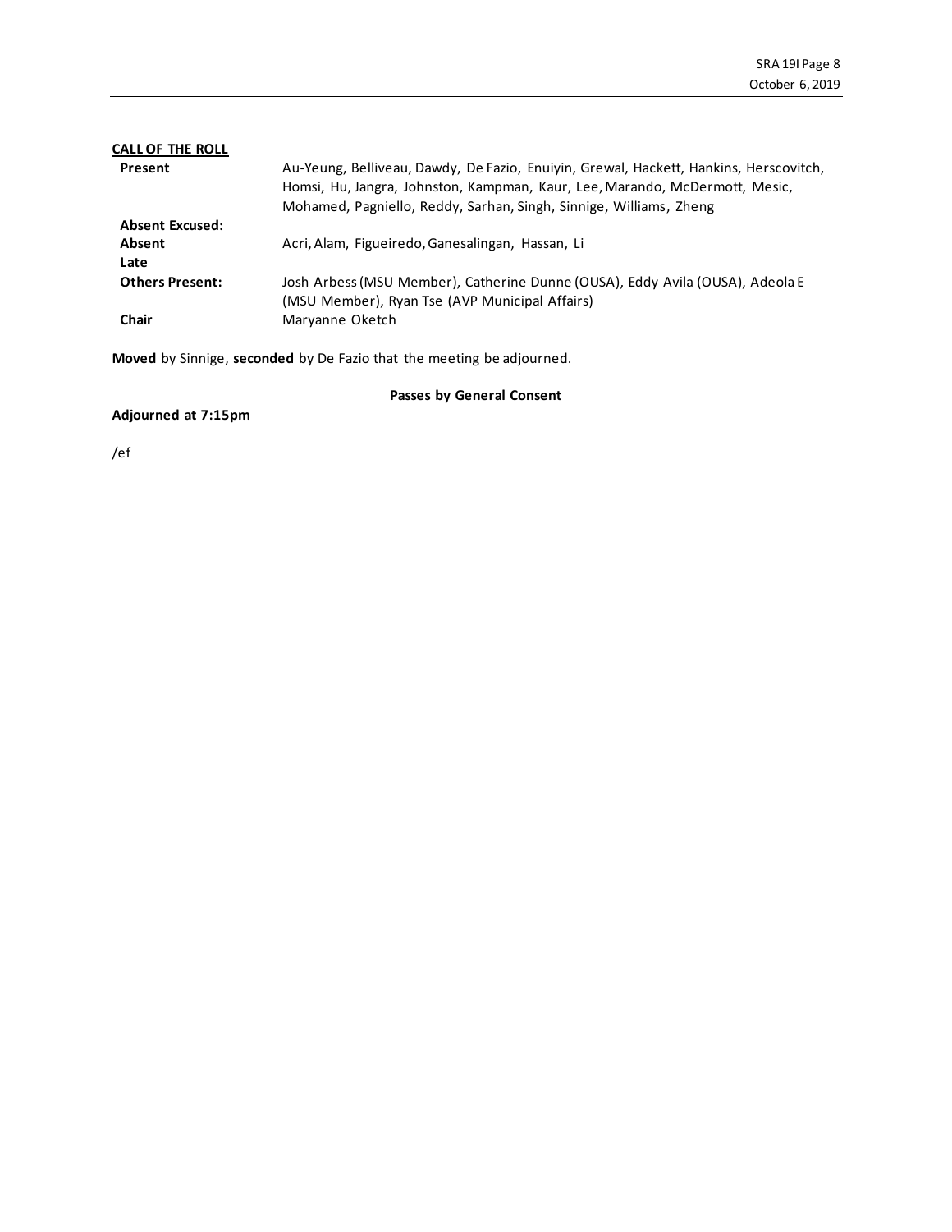**CALL OF THE ROLL**

| | |
|---|---|
| **Present** | Au-Yeung, Belliveau, Dawdy, De Fazio, Enuiyin, Grewal, Hackett, Hankins, Herscovitch, Homsi, Hu, Jangra, Johnston, Kampman, Kaur, Lee, Marando, McDermott, Mesic, Mohamed, Pagniello, Reddy, Sarhan, Singh, Sinnige, Williams, Zheng |
| **Absent Excused:** | |
| **Absent** | Acri, Alam, Figueiredo, Ganesalingan, Hassan, Li |
| **Late** | |
| **Others Present:** | Josh Arbess (MSU Member), Catherine Dunne (OUSA), Eddy Avila (OUSA), Adeola E (MSU Member), Ryan Tse (AVP Municipal Affairs) |
| **Chair** | Maryanne Oketch |

**Moved** by Sinnige, **seconded** by De Fazio that the meeting be adjourned.

**Passes by General Consent**

**Adjourned at 7:15pm**

/ef